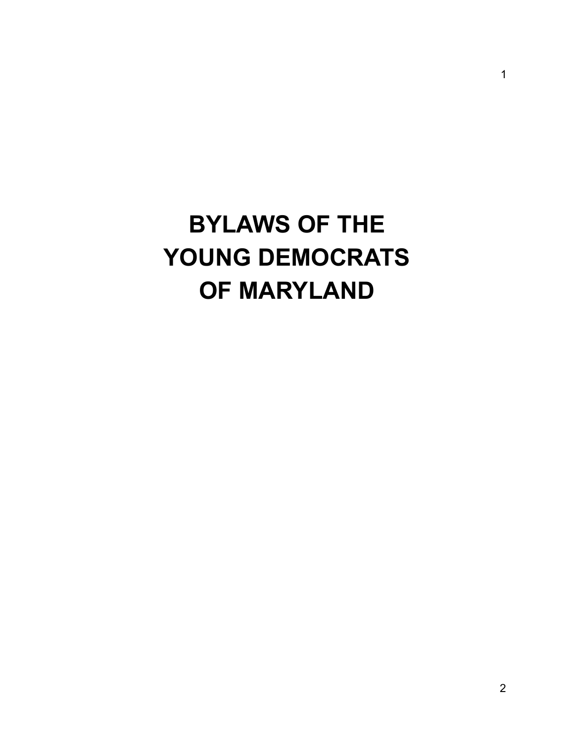# BYLAWS OF THE YOUNG DEMOCRATS OF MARYLAND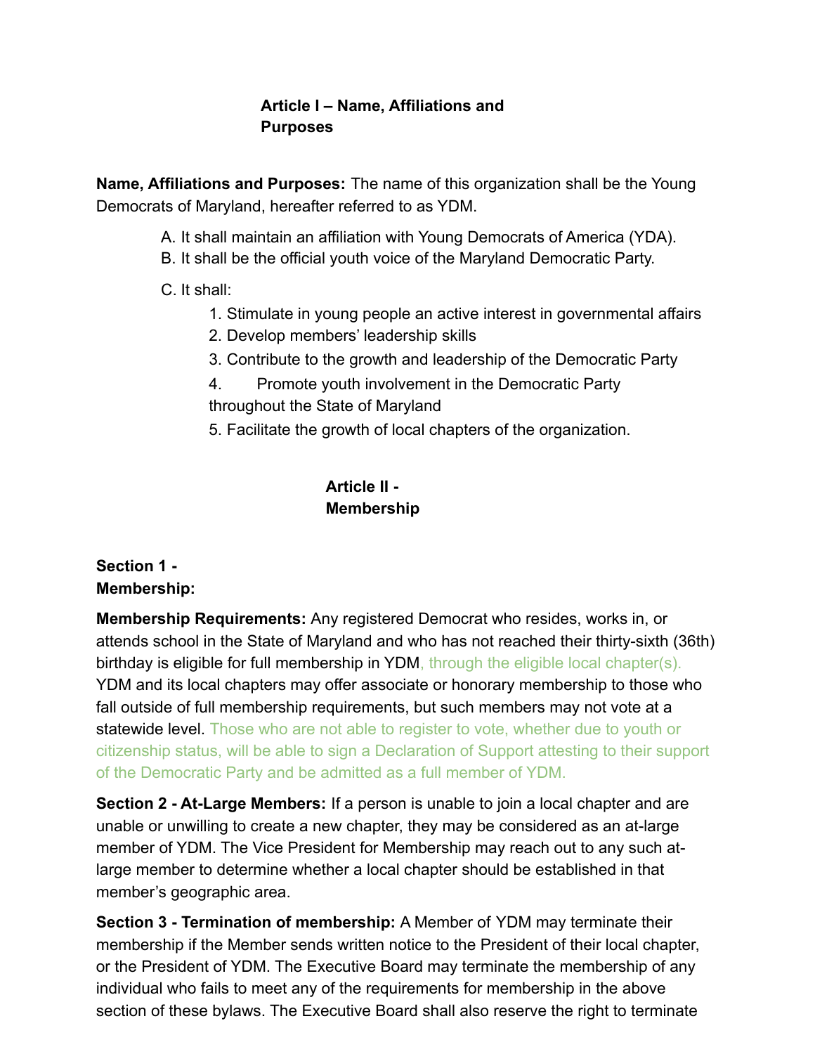## Article I – Name, Affiliations and Purposes

**Name, Affiliations and Purposes:** The name of this organization shall be the Young Democrats of Maryland, hereafter referred to as YDM.

A. It shall maintain an affiliation with Young Democrats of America (YDA).
B. It shall be the official youth voice of the Maryland Democratic Party.
C. It shall:
   1. Stimulate in young people an active interest in governmental affairs
   2. Develop members' leadership skills
   3. Contribute to the growth and leadership of the Democratic Party
   4. Promote youth involvement in the Democratic Party throughout the State of Maryland
   5. Facilitate the growth of local chapters of the organization.

## Article II - Membership

### Section 1 - Membership:

**Membership Requirements:** Any registered Democrat who resides, works in, or attends school in the State of Maryland and who has not reached their thirty-sixth (36th) birthday is eligible for full membership in YDM, through the eligible local chapter(s). YDM and its local chapters may offer associate or honorary membership to those who fall outside of full membership requirements, but such members may not vote at a statewide level. Those who are not able to register to vote, whether due to youth or citizenship status, will be able to sign a Declaration of Support attesting to their support of the Democratic Party and be admitted as a full member of YDM.

**Section 2 - At-Large Members:** If a person is unable to join a local chapter and are unable or unwilling to create a new chapter, they may be considered as an at-large member of YDM. The Vice President for Membership may reach out to any such at-large member to determine whether a local chapter should be established in that member's geographic area.

**Section 3 - Termination of membership:** A Member of YDM may terminate their membership if the Member sends written notice to the President of their local chapter, or the President of YDM. The Executive Board may terminate the membership of any individual who fails to meet any of the requirements for membership in the above section of these bylaws. The Executive Board shall also reserve the right to terminate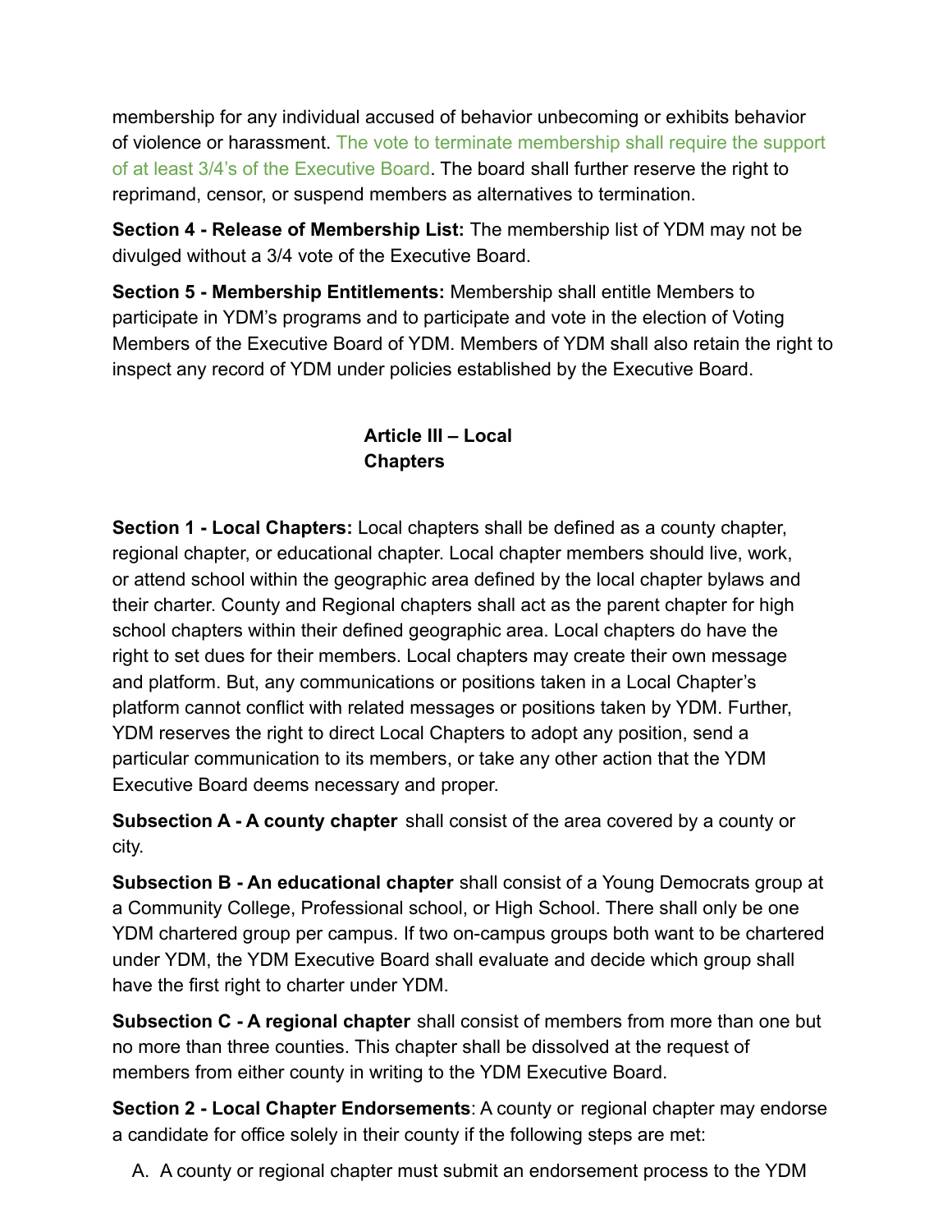membership for any individual accused of behavior unbecoming or exhibits behavior of violence or harassment. The vote to terminate membership shall require the support of at least 3/4's of the Executive Board. The board shall further reserve the right to reprimand, censor, or suspend members as alternatives to termination.

**Section 4 - Release of Membership List:** The membership list of YDM may not be divulged without a 3/4 vote of the Executive Board.

**Section 5 - Membership Entitlements:** Membership shall entitle Members to participate in YDM's programs and to participate and vote in the election of Voting Members of the Executive Board of YDM. Members of YDM shall also retain the right to inspect any record of YDM under policies established by the Executive Board.

## Article III – Local Chapters

**Section 1 - Local Chapters:** Local chapters shall be defined as a county chapter, regional chapter, or educational chapter. Local chapter members should live, work, or attend school within the geographic area defined by the local chapter bylaws and their charter. County and Regional chapters shall act as the parent chapter for high school chapters within their defined geographic area. Local chapters do have the right to set dues for their members. Local chapters may create their own message and platform. But, any communications or positions taken in a Local Chapter's platform cannot conflict with related messages or positions taken by YDM. Further, YDM reserves the right to direct Local Chapters to adopt any position, send a particular communication to its members, or take any other action that the YDM Executive Board deems necessary and proper.

**Subsection A - A county chapter** shall consist of the area covered by a county or city.

**Subsection B - An educational chapter** shall consist of a Young Democrats group at a Community College, Professional school, or High School. There shall only be one YDM chartered group per campus. If two on-campus groups both want to be chartered under YDM, the YDM Executive Board shall evaluate and decide which group shall have the first right to charter under YDM.

**Subsection C - A regional chapter** shall consist of members from more than one but no more than three counties. This chapter shall be dissolved at the request of members from either county in writing to the YDM Executive Board.

**Section 2 - Local Chapter Endorsements**: A county or regional chapter may endorse a candidate for office solely in their county if the following steps are met:

A. A county or regional chapter must submit an endorsement process to the YDM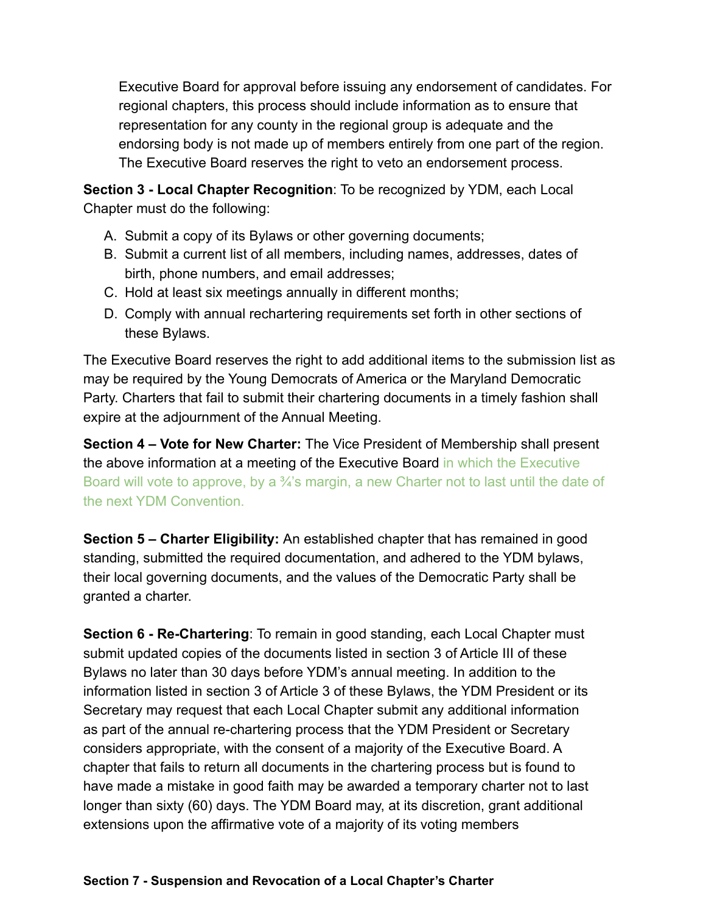Executive Board for approval before issuing any endorsement of candidates. For regional chapters, this process should include information as to ensure that representation for any county in the regional group is adequate and the endorsing body is not made up of members entirely from one part of the region. The Executive Board reserves the right to veto an endorsement process.

**Section 3 - Local Chapter Recognition**: To be recognized by YDM, each Local Chapter must do the following:

A. Submit a copy of its Bylaws or other governing documents;
B. Submit a current list of all members, including names, addresses, dates of birth, phone numbers, and email addresses;
C. Hold at least six meetings annually in different months;
D. Comply with annual rechartering requirements set forth in other sections of these Bylaws.

The Executive Board reserves the right to add additional items to the submission list as may be required by the Young Democrats of America or the Maryland Democratic Party. Charters that fail to submit their chartering documents in a timely fashion shall expire at the adjournment of the Annual Meeting.

**Section 4 – Vote for New Charter:** The Vice President of Membership shall present the above information at a meeting of the Executive Board in which the Executive Board will vote to approve, by a ¾'s margin, a new Charter not to last until the date of the next YDM Convention.

**Section 5 – Charter Eligibility:** An established chapter that has remained in good standing, submitted the required documentation, and adhered to the YDM bylaws, their local governing documents, and the values of the Democratic Party shall be granted a charter.

**Section 6 - Re-Chartering**: To remain in good standing, each Local Chapter must submit updated copies of the documents listed in section 3 of Article III of these Bylaws no later than 30 days before YDM's annual meeting. In addition to the information listed in section 3 of Article 3 of these Bylaws, the YDM President or its Secretary may request that each Local Chapter submit any additional information as part of the annual re-chartering process that the YDM President or Secretary considers appropriate, with the consent of a majority of the Executive Board. A chapter that fails to return all documents in the chartering process but is found to have made a mistake in good faith may be awarded a temporary charter not to last longer than sixty (60) days. The YDM Board may, at its discretion, grant additional extensions upon the affirmative vote of a majority of its voting members

**Section 7 - Suspension and Revocation of a Local Chapter's Charter**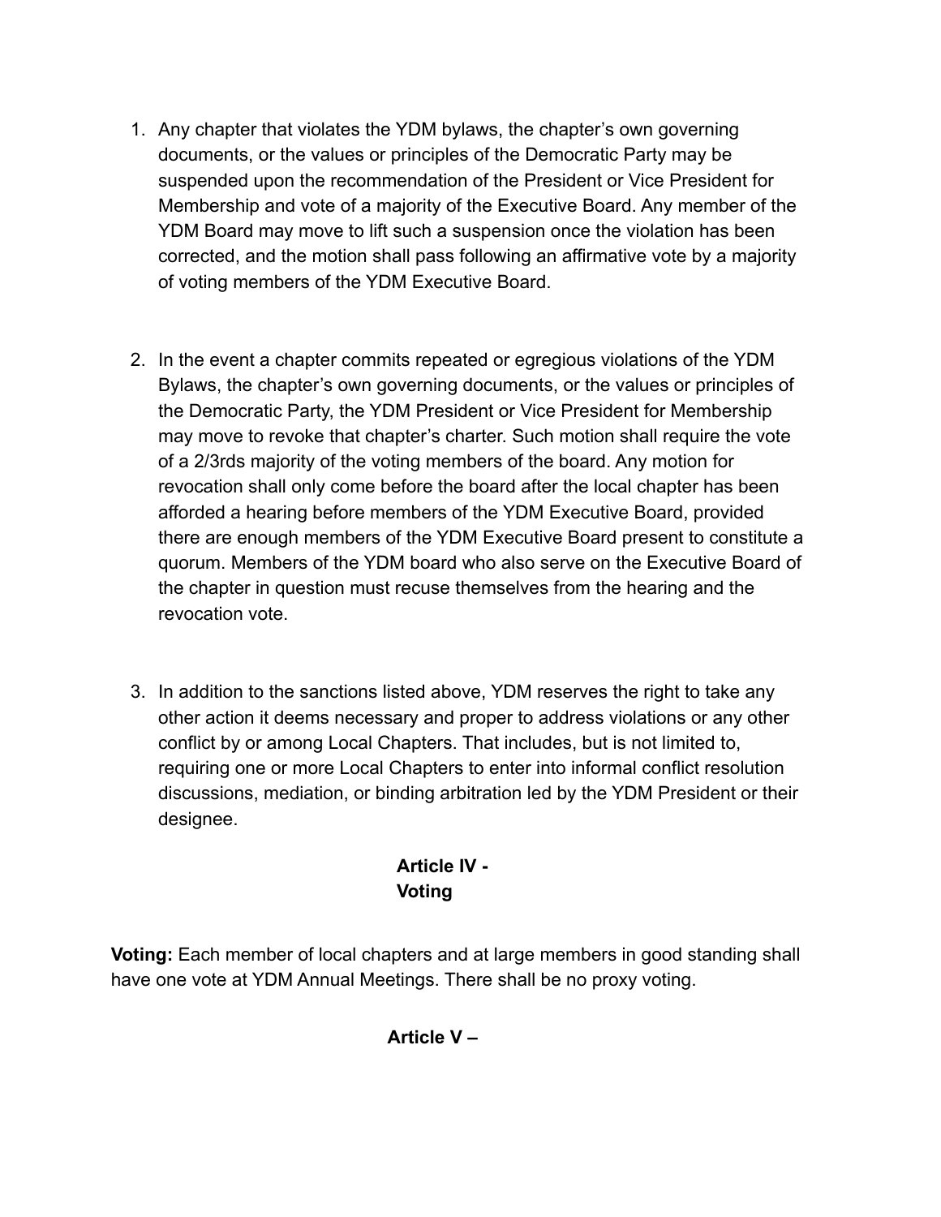1. Any chapter that violates the YDM bylaws, the chapter's own governing documents, or the values or principles of the Democratic Party may be suspended upon the recommendation of the President or Vice President for Membership and vote of a majority of the Executive Board. Any member of the YDM Board may move to lift such a suspension once the violation has been corrected, and the motion shall pass following an affirmative vote by a majority of voting members of the YDM Executive Board.

2. In the event a chapter commits repeated or egregious violations of the YDM Bylaws, the chapter's own governing documents, or the values or principles of the Democratic Party, the YDM President or Vice President for Membership may move to revoke that chapter's charter. Such motion shall require the vote of a 2/3rds majority of the voting members of the board. Any motion for revocation shall only come before the board after the local chapter has been afforded a hearing before members of the YDM Executive Board, provided there are enough members of the YDM Executive Board present to constitute a quorum. Members of the YDM board who also serve on the Executive Board of the chapter in question must recuse themselves from the hearing and the revocation vote.

3. In addition to the sanctions listed above, YDM reserves the right to take any other action it deems necessary and proper to address violations or any other conflict by or among Local Chapters. That includes, but is not limited to, requiring one or more Local Chapters to enter into informal conflict resolution discussions, mediation, or binding arbitration led by the YDM President or their designee.

## Article IV - Voting

**Voting:** Each member of local chapters and at large members in good standing shall have one vote at YDM Annual Meetings. There shall be no proxy voting.

## Article V –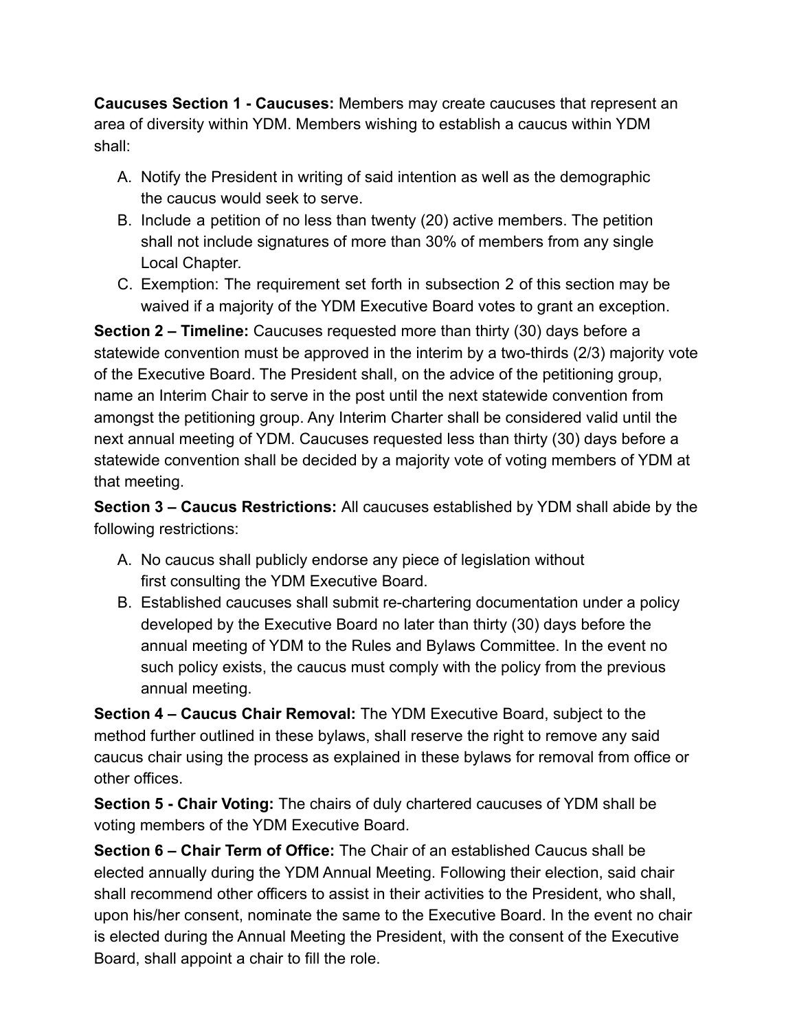**Caucuses Section 1 - Caucuses:** Members may create caucuses that represent an area of diversity within YDM. Members wishing to establish a caucus within YDM shall:

A. Notify the President in writing of said intention as well as the demographic the caucus would seek to serve.
B. Include a petition of no less than twenty (20) active members. The petition shall not include signatures of more than 30% of members from any single Local Chapter.
C. Exemption: The requirement set forth in subsection 2 of this section may be waived if a majority of the YDM Executive Board votes to grant an exception.

**Section 2 – Timeline:** Caucuses requested more than thirty (30) days before a statewide convention must be approved in the interim by a two-thirds (2/3) majority vote of the Executive Board. The President shall, on the advice of the petitioning group, name an Interim Chair to serve in the post until the next statewide convention from amongst the petitioning group. Any Interim Charter shall be considered valid until the next annual meeting of YDM. Caucuses requested less than thirty (30) days before a statewide convention shall be decided by a majority vote of voting members of YDM at that meeting.

**Section 3 – Caucus Restrictions:** All caucuses established by YDM shall abide by the following restrictions:

A. No caucus shall publicly endorse any piece of legislation without first consulting the YDM Executive Board.
B. Established caucuses shall submit re-chartering documentation under a policy developed by the Executive Board no later than thirty (30) days before the annual meeting of YDM to the Rules and Bylaws Committee. In the event no such policy exists, the caucus must comply with the policy from the previous annual meeting.

**Section 4 – Caucus Chair Removal:** The YDM Executive Board, subject to the method further outlined in these bylaws, shall reserve the right to remove any said caucus chair using the process as explained in these bylaws for removal from office or other offices.

**Section 5 - Chair Voting:** The chairs of duly chartered caucuses of YDM shall be voting members of the YDM Executive Board.

**Section 6 – Chair Term of Office:** The Chair of an established Caucus shall be elected annually during the YDM Annual Meeting. Following their election, said chair shall recommend other officers to assist in their activities to the President, who shall, upon his/her consent, nominate the same to the Executive Board. In the event no chair is elected during the Annual Meeting the President, with the consent of the Executive Board, shall appoint a chair to fill the role.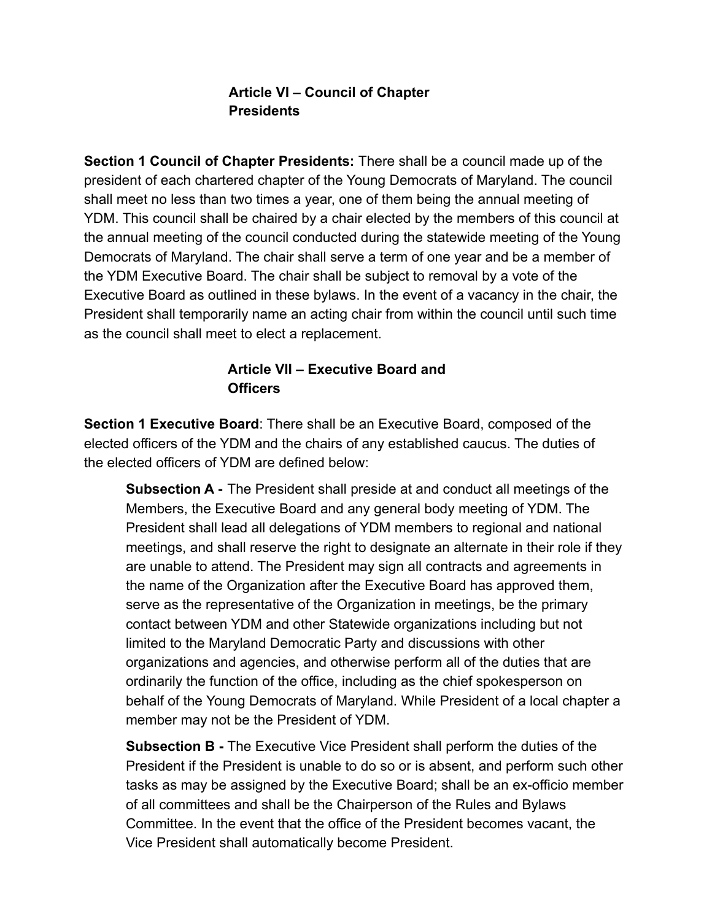## Article VI – Council of Chapter Presidents

**Section 1 Council of Chapter Presidents:** There shall be a council made up of the president of each chartered chapter of the Young Democrats of Maryland. The council shall meet no less than two times a year, one of them being the annual meeting of YDM. This council shall be chaired by a chair elected by the members of this council at the annual meeting of the council conducted during the statewide meeting of the Young Democrats of Maryland. The chair shall serve a term of one year and be a member of the YDM Executive Board. The chair shall be subject to removal by a vote of the Executive Board as outlined in these bylaws. In the event of a vacancy in the chair, the President shall temporarily name an acting chair from within the council until such time as the council shall meet to elect a replacement.

## Article VII – Executive Board and Officers

**Section 1 Executive Board**: There shall be an Executive Board, composed of the elected officers of the YDM and the chairs of any established caucus. The duties of the elected officers of YDM are defined below:

> **Subsection A -** The President shall preside at and conduct all meetings of the Members, the Executive Board and any general body meeting of YDM. The President shall lead all delegations of YDM members to regional and national meetings, and shall reserve the right to designate an alternate in their role if they are unable to attend. The President may sign all contracts and agreements in the name of the Organization after the Executive Board has approved them, serve as the representative of the Organization in meetings, be the primary contact between YDM and other Statewide organizations including but not limited to the Maryland Democratic Party and discussions with other organizations and agencies, and otherwise perform all of the duties that are ordinarily the function of the office, including as the chief spokesperson on behalf of the Young Democrats of Maryland. While President of a local chapter a member may not be the President of YDM.
>
> **Subsection B -** The Executive Vice President shall perform the duties of the President if the President is unable to do so or is absent, and perform such other tasks as may be assigned by the Executive Board; shall be an ex-officio member of all committees and shall be the Chairperson of the Rules and Bylaws Committee. In the event that the office of the President becomes vacant, the Vice President shall automatically become President.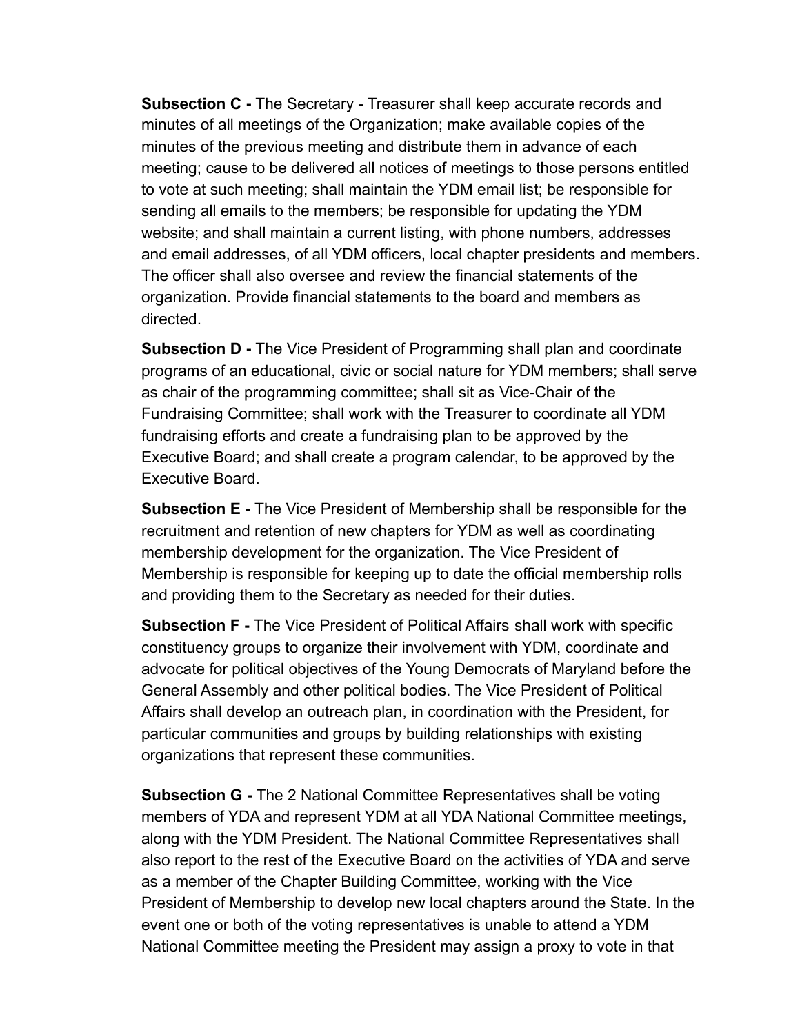**Subsection C -** The Secretary - Treasurer shall keep accurate records and minutes of all meetings of the Organization; make available copies of the minutes of the previous meeting and distribute them in advance of each meeting; cause to be delivered all notices of meetings to those persons entitled to vote at such meeting; shall maintain the YDM email list; be responsible for sending all emails to the members; be responsible for updating the YDM website; and shall maintain a current listing, with phone numbers, addresses and email addresses, of all YDM officers, local chapter presidents and members. The officer shall also oversee and review the financial statements of the organization. Provide financial statements to the board and members as directed.

**Subsection D -** The Vice President of Programming shall plan and coordinate programs of an educational, civic or social nature for YDM members; shall serve as chair of the programming committee; shall sit as Vice-Chair of the Fundraising Committee; shall work with the Treasurer to coordinate all YDM fundraising efforts and create a fundraising plan to be approved by the Executive Board; and shall create a program calendar, to be approved by the Executive Board.

**Subsection E -** The Vice President of Membership shall be responsible for the recruitment and retention of new chapters for YDM as well as coordinating membership development for the organization. The Vice President of Membership is responsible for keeping up to date the official membership rolls and providing them to the Secretary as needed for their duties.

**Subsection F -** The Vice President of Political Affairs shall work with specific constituency groups to organize their involvement with YDM, coordinate and advocate for political objectives of the Young Democrats of Maryland before the General Assembly and other political bodies. The Vice President of Political Affairs shall develop an outreach plan, in coordination with the President, for particular communities and groups by building relationships with existing organizations that represent these communities.

**Subsection G -** The 2 National Committee Representatives shall be voting members of YDA and represent YDM at all YDA National Committee meetings, along with the YDM President. The National Committee Representatives shall also report to the rest of the Executive Board on the activities of YDA and serve as a member of the Chapter Building Committee, working with the Vice President of Membership to develop new local chapters around the State. In the event one or both of the voting representatives is unable to attend a YDM National Committee meeting the President may assign a proxy to vote in that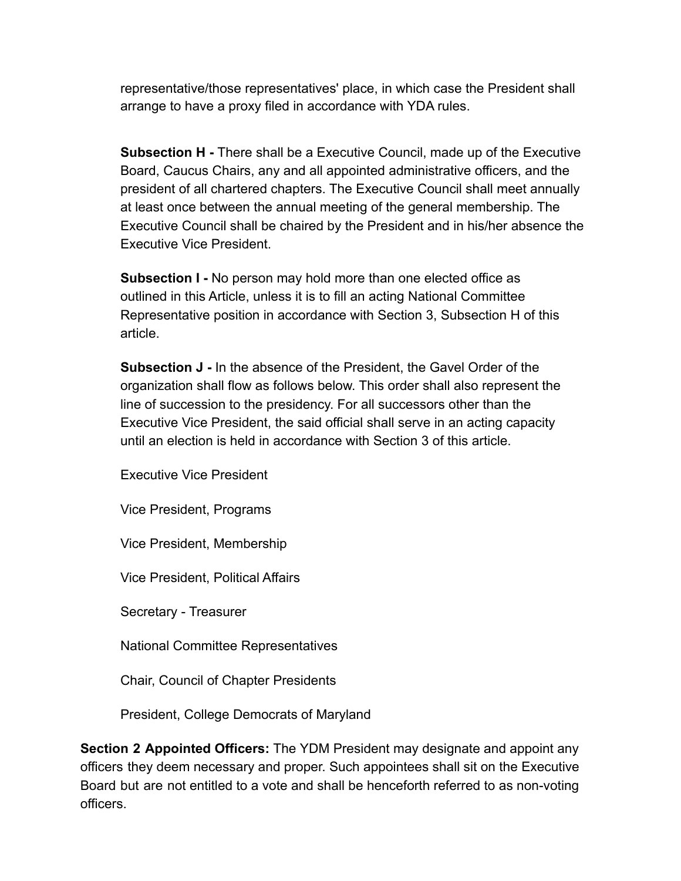representative/those representatives' place, in which case the President shall arrange to have a proxy filed in accordance with YDA rules.

**Subsection H -** There shall be a Executive Council, made up of the Executive Board, Caucus Chairs, any and all appointed administrative officers, and the president of all chartered chapters. The Executive Council shall meet annually at least once between the annual meeting of the general membership. The Executive Council shall be chaired by the President and in his/her absence the Executive Vice President.

**Subsection I -** No person may hold more than one elected office as outlined in this Article, unless it is to fill an acting National Committee Representative position in accordance with Section 3, Subsection H of this article.

**Subsection J -** In the absence of the President, the Gavel Order of the organization shall flow as follows below. This order shall also represent the line of succession to the presidency. For all successors other than the Executive Vice President, the said official shall serve in an acting capacity until an election is held in accordance with Section 3 of this article.

Executive Vice President

Vice President, Programs

Vice President, Membership

Vice President, Political Affairs

Secretary - Treasurer

National Committee Representatives

Chair, Council of Chapter Presidents

President, College Democrats of Maryland

**Section 2 Appointed Officers:** The YDM President may designate and appoint any officers they deem necessary and proper. Such appointees shall sit on the Executive Board but are not entitled to a vote and shall be henceforth referred to as non-voting officers.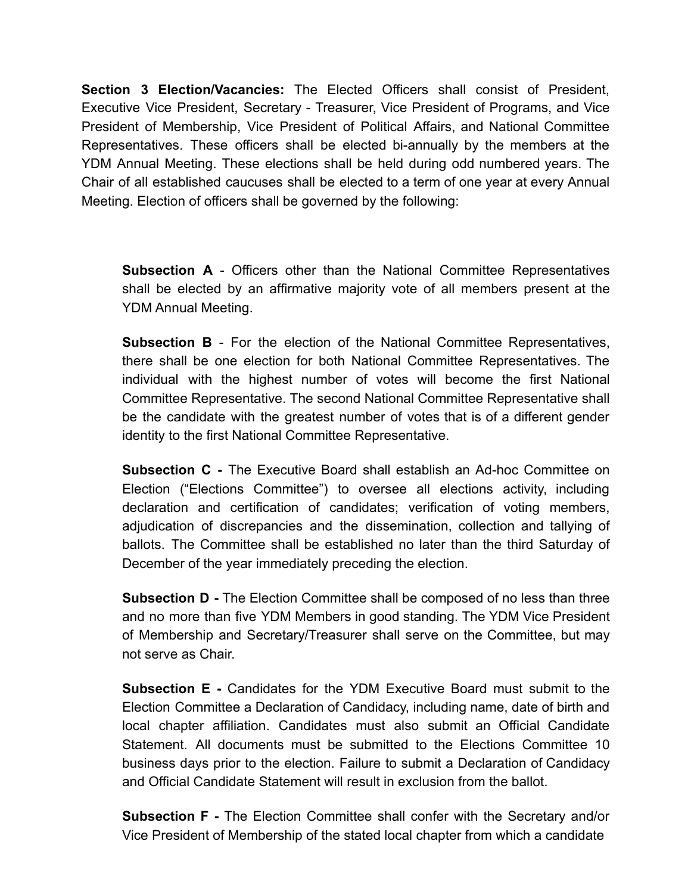**Section 3 Election/Vacancies:** The Elected Officers shall consist of President, Executive Vice President, Secretary - Treasurer, Vice President of Programs, and Vice President of Membership, Vice President of Political Affairs, and National Committee Representatives. These officers shall be elected bi-annually by the members at the YDM Annual Meeting. These elections shall be held during odd numbered years. The Chair of all established caucuses shall be elected to a term of one year at every Annual Meeting. Election of officers shall be governed by the following:

> **Subsection A** - Officers other than the National Committee Representatives shall be elected by an affirmative majority vote of all members present at the YDM Annual Meeting.
>
> **Subsection B** - For the election of the National Committee Representatives, there shall be one election for both National Committee Representatives. The individual with the highest number of votes will become the first National Committee Representative. The second National Committee Representative shall be the candidate with the greatest number of votes that is of a different gender identity to the first National Committee Representative.
>
> **Subsection C -** The Executive Board shall establish an Ad-hoc Committee on Election ("Elections Committee") to oversee all elections activity, including declaration and certification of candidates; verification of voting members, adjudication of discrepancies and the dissemination, collection and tallying of ballots. The Committee shall be established no later than the third Saturday of December of the year immediately preceding the election.
>
> **Subsection D -** The Election Committee shall be composed of no less than three and no more than five YDM Members in good standing. The YDM Vice President of Membership and Secretary/Treasurer shall serve on the Committee, but may not serve as Chair.
>
> **Subsection E -** Candidates for the YDM Executive Board must submit to the Election Committee a Declaration of Candidacy, including name, date of birth and local chapter affiliation. Candidates must also submit an Official Candidate Statement. All documents must be submitted to the Elections Committee 10 business days prior to the election. Failure to submit a Declaration of Candidacy and Official Candidate Statement will result in exclusion from the ballot.
>
> **Subsection F -** The Election Committee shall confer with the Secretary and/or Vice President of Membership of the stated local chapter from which a candidate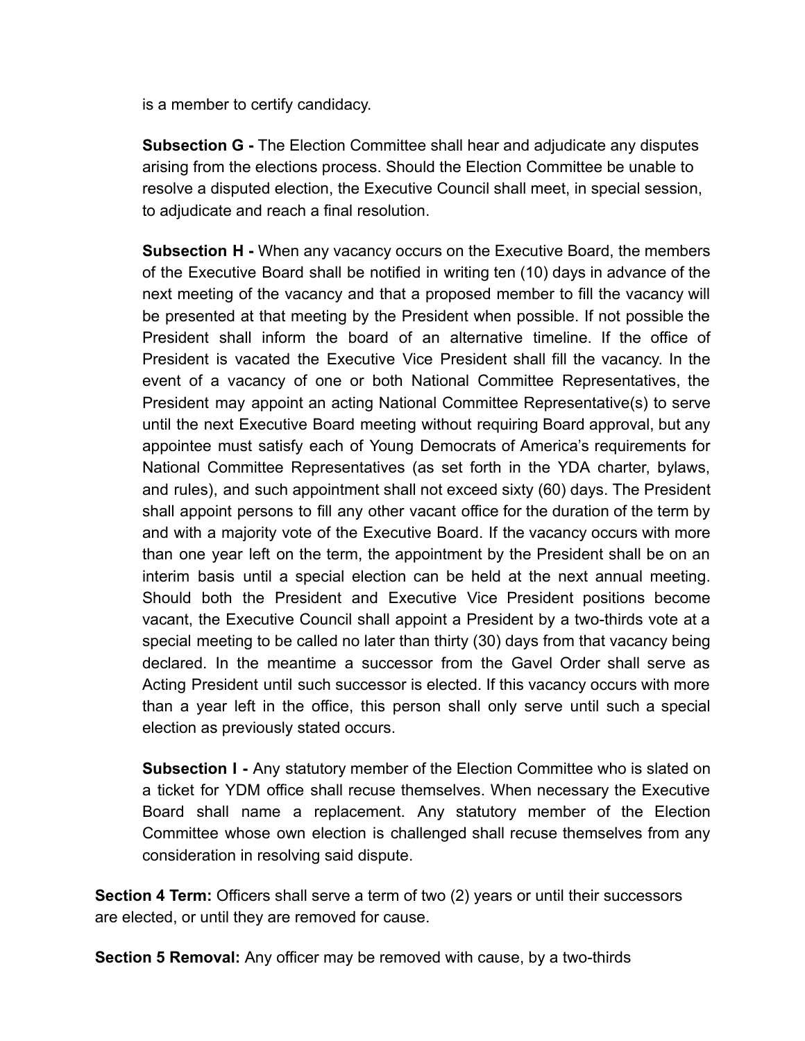is a member to certify candidacy.

**Subsection G -** The Election Committee shall hear and adjudicate any disputes arising from the elections process. Should the Election Committee be unable to resolve a disputed election, the Executive Council shall meet, in special session, to adjudicate and reach a final resolution.

**Subsection H -** When any vacancy occurs on the Executive Board, the members of the Executive Board shall be notified in writing ten (10) days in advance of the next meeting of the vacancy and that a proposed member to fill the vacancy will be presented at that meeting by the President when possible. If not possible the President shall inform the board of an alternative timeline. If the office of President is vacated the Executive Vice President shall fill the vacancy. In the event of a vacancy of one or both National Committee Representatives, the President may appoint an acting National Committee Representative(s) to serve until the next Executive Board meeting without requiring Board approval, but any appointee must satisfy each of Young Democrats of America's requirements for National Committee Representatives (as set forth in the YDA charter, bylaws, and rules), and such appointment shall not exceed sixty (60) days. The President shall appoint persons to fill any other vacant office for the duration of the term by and with a majority vote of the Executive Board. If the vacancy occurs with more than one year left on the term, the appointment by the President shall be on an interim basis until a special election can be held at the next annual meeting. Should both the President and Executive Vice President positions become vacant, the Executive Council shall appoint a President by a two-thirds vote at a special meeting to be called no later than thirty (30) days from that vacancy being declared. In the meantime a successor from the Gavel Order shall serve as Acting President until such successor is elected. If this vacancy occurs with more than a year left in the office, this person shall only serve until such a special election as previously stated occurs.

**Subsection I -** Any statutory member of the Election Committee who is slated on a ticket for YDM office shall recuse themselves. When necessary the Executive Board shall name a replacement. Any statutory member of the Election Committee whose own election is challenged shall recuse themselves from any consideration in resolving said dispute.

**Section 4 Term:** Officers shall serve a term of two (2) years or until their successors are elected, or until they are removed for cause.

**Section 5 Removal:** Any officer may be removed with cause, by a two-thirds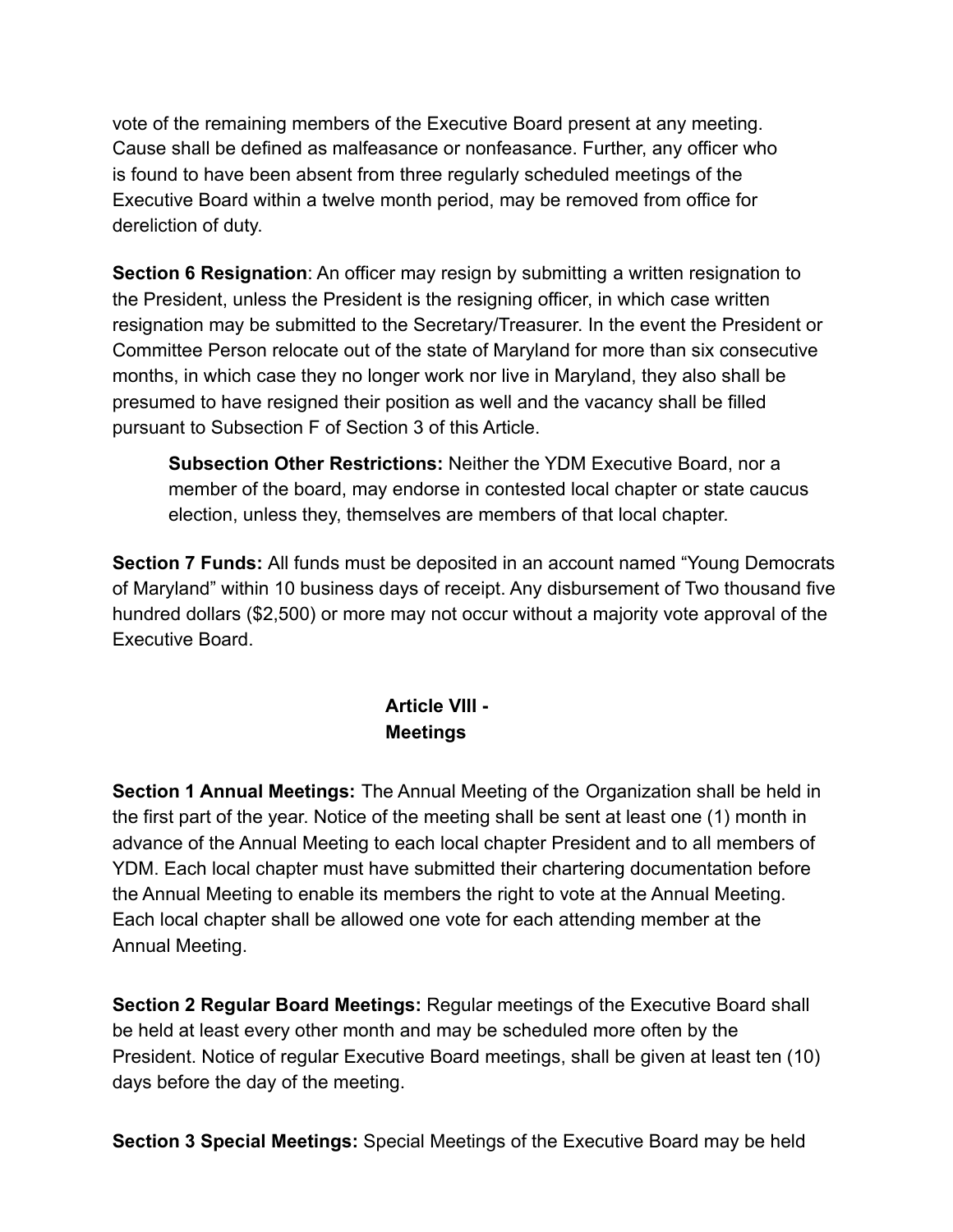vote of the remaining members of the Executive Board present at any meeting. Cause shall be defined as malfeasance or nonfeasance. Further, any officer who is found to have been absent from three regularly scheduled meetings of the Executive Board within a twelve month period, may be removed from office for dereliction of duty.

**Section 6 Resignation**: An officer may resign by submitting a written resignation to the President, unless the President is the resigning officer, in which case written resignation may be submitted to the Secretary/Treasurer. In the event the President or Committee Person relocate out of the state of Maryland for more than six consecutive months, in which case they no longer work nor live in Maryland, they also shall be presumed to have resigned their position as well and the vacancy shall be filled pursuant to Subsection F of Section 3 of this Article.

> **Subsection Other Restrictions:** Neither the YDM Executive Board, nor a member of the board, may endorse in contested local chapter or state caucus election, unless they, themselves are members of that local chapter.

**Section 7 Funds:** All funds must be deposited in an account named "Young Democrats of Maryland" within 10 business days of receipt. Any disbursement of Two thousand five hundred dollars ($2,500) or more may not occur without a majority vote approval of the Executive Board.

## Article VIII - Meetings

**Section 1 Annual Meetings:** The Annual Meeting of the Organization shall be held in the first part of the year. Notice of the meeting shall be sent at least one (1) month in advance of the Annual Meeting to each local chapter President and to all members of YDM. Each local chapter must have submitted their chartering documentation before the Annual Meeting to enable its members the right to vote at the Annual Meeting. Each local chapter shall be allowed one vote for each attending member at the Annual Meeting.

**Section 2 Regular Board Meetings:** Regular meetings of the Executive Board shall be held at least every other month and may be scheduled more often by the President. Notice of regular Executive Board meetings, shall be given at least ten (10) days before the day of the meeting.

**Section 3 Special Meetings:** Special Meetings of the Executive Board may be held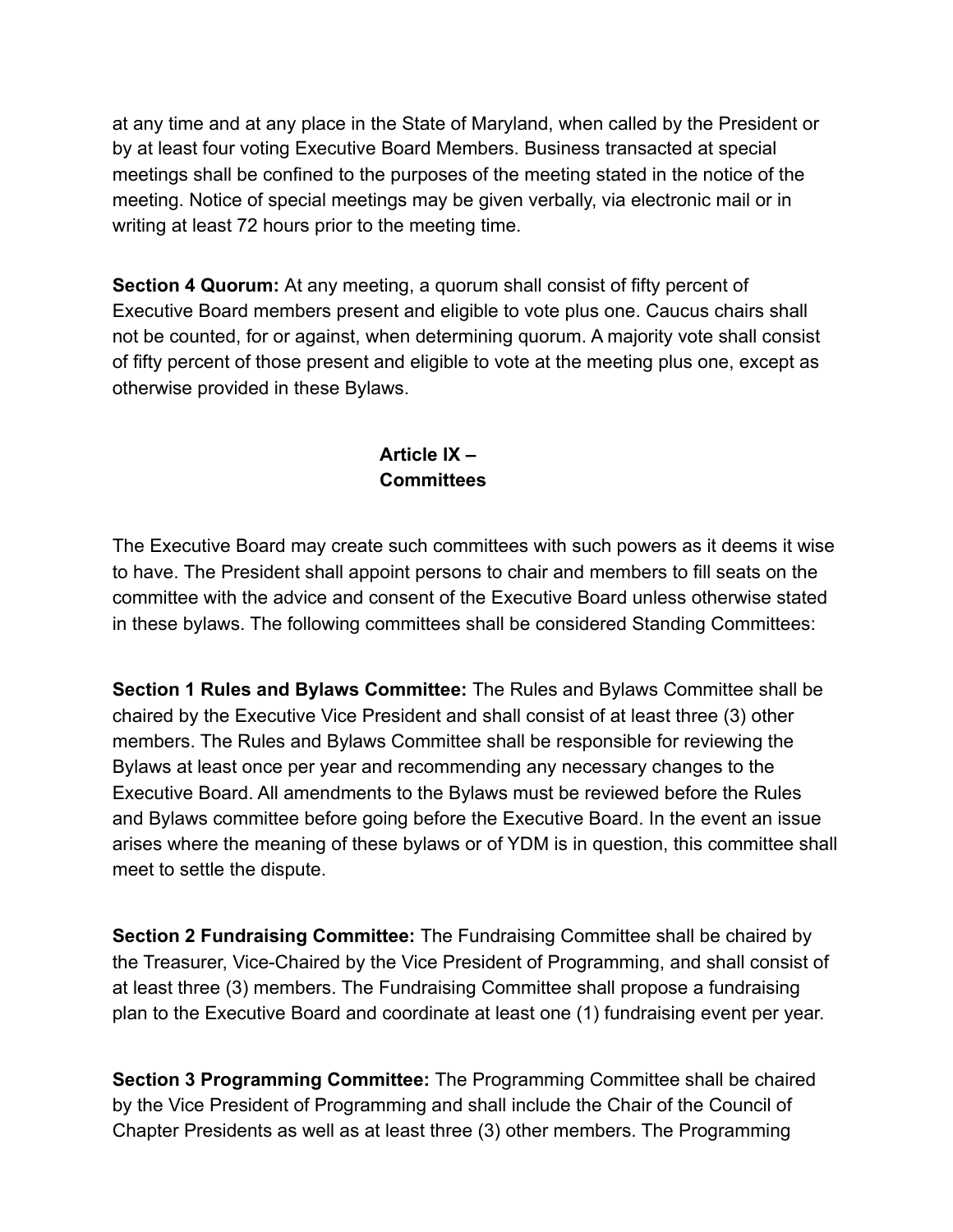at any time and at any place in the State of Maryland, when called by the President or by at least four voting Executive Board Members. Business transacted at special meetings shall be confined to the purposes of the meeting stated in the notice of the meeting. Notice of special meetings may be given verbally, via electronic mail or in writing at least 72 hours prior to the meeting time.

**Section 4 Quorum:** At any meeting, a quorum shall consist of fifty percent of Executive Board members present and eligible to vote plus one. Caucus chairs shall not be counted, for or against, when determining quorum. A majority vote shall consist of fifty percent of those present and eligible to vote at the meeting plus one, except as otherwise provided in these Bylaws.

## Article IX – Committees

The Executive Board may create such committees with such powers as it deems it wise to have. The President shall appoint persons to chair and members to fill seats on the committee with the advice and consent of the Executive Board unless otherwise stated in these bylaws. The following committees shall be considered Standing Committees:

**Section 1 Rules and Bylaws Committee:** The Rules and Bylaws Committee shall be chaired by the Executive Vice President and shall consist of at least three (3) other members. The Rules and Bylaws Committee shall be responsible for reviewing the Bylaws at least once per year and recommending any necessary changes to the Executive Board. All amendments to the Bylaws must be reviewed before the Rules and Bylaws committee before going before the Executive Board. In the event an issue arises where the meaning of these bylaws or of YDM is in question, this committee shall meet to settle the dispute.

**Section 2 Fundraising Committee:** The Fundraising Committee shall be chaired by the Treasurer, Vice-Chaired by the Vice President of Programming, and shall consist of at least three (3) members. The Fundraising Committee shall propose a fundraising plan to the Executive Board and coordinate at least one (1) fundraising event per year.

**Section 3 Programming Committee:** The Programming Committee shall be chaired by the Vice President of Programming and shall include the Chair of the Council of Chapter Presidents as well as at least three (3) other members. The Programming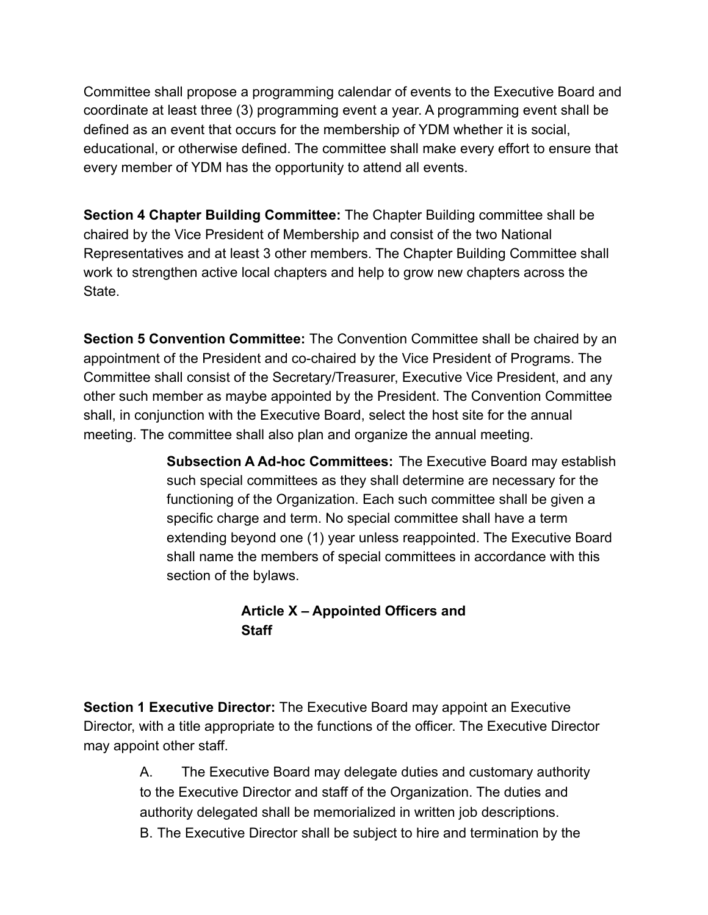Committee shall propose a programming calendar of events to the Executive Board and coordinate at least three (3) programming event a year. A programming event shall be defined as an event that occurs for the membership of YDM whether it is social, educational, or otherwise defined. The committee shall make every effort to ensure that every member of YDM has the opportunity to attend all events.

**Section 4 Chapter Building Committee:** The Chapter Building committee shall be chaired by the Vice President of Membership and consist of the two National Representatives and at least 3 other members. The Chapter Building Committee shall work to strengthen active local chapters and help to grow new chapters across the State.

**Section 5 Convention Committee:** The Convention Committee shall be chaired by an appointment of the President and co-chaired by the Vice President of Programs. The Committee shall consist of the Secretary/Treasurer, Executive Vice President, and any other such member as maybe appointed by the President. The Convention Committee shall, in conjunction with the Executive Board, select the host site for the annual meeting. The committee shall also plan and organize the annual meeting.

**Subsection A Ad-hoc Committees:** The Executive Board may establish such special committees as they shall determine are necessary for the functioning of the Organization. Each such committee shall be given a specific charge and term. No special committee shall have a term extending beyond one (1) year unless reappointed. The Executive Board shall name the members of special committees in accordance with this section of the bylaws.

## Article X – Appointed Officers and Staff

**Section 1 Executive Director:** The Executive Board may appoint an Executive Director, with a title appropriate to the functions of the officer. The Executive Director may appoint other staff.

A. The Executive Board may delegate duties and customary authority to the Executive Director and staff of the Organization. The duties and authority delegated shall be memorialized in written job descriptions.

B. The Executive Director shall be subject to hire and termination by the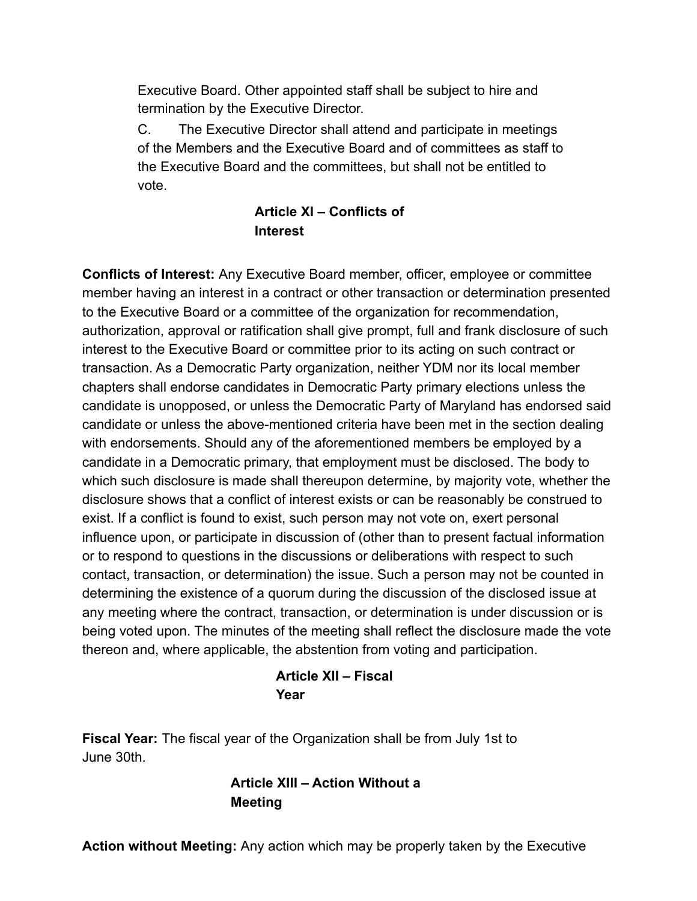Executive Board. Other appointed staff shall be subject to hire and termination by the Executive Director.

C. The Executive Director shall attend and participate in meetings of the Members and the Executive Board and of committees as staff to the Executive Board and the committees, but shall not be entitled to vote.

## Article XI – Conflicts of Interest

**Conflicts of Interest:** Any Executive Board member, officer, employee or committee member having an interest in a contract or other transaction or determination presented to the Executive Board or a committee of the organization for recommendation, authorization, approval or ratification shall give prompt, full and frank disclosure of such interest to the Executive Board or committee prior to its acting on such contract or transaction. As a Democratic Party organization, neither YDM nor its local member chapters shall endorse candidates in Democratic Party primary elections unless the candidate is unopposed, or unless the Democratic Party of Maryland has endorsed said candidate or unless the above-mentioned criteria have been met in the section dealing with endorsements. Should any of the aforementioned members be employed by a candidate in a Democratic primary, that employment must be disclosed. The body to which such disclosure is made shall thereupon determine, by majority vote, whether the disclosure shows that a conflict of interest exists or can be reasonably be construed to exist. If a conflict is found to exist, such person may not vote on, exert personal influence upon, or participate in discussion of (other than to present factual information or to respond to questions in the discussions or deliberations with respect to such contact, transaction, or determination) the issue. Such a person may not be counted in determining the existence of a quorum during the discussion of the disclosed issue at any meeting where the contract, transaction, or determination is under discussion or is being voted upon. The minutes of the meeting shall reflect the disclosure made the vote thereon and, where applicable, the abstention from voting and participation.

## Article XII – Fiscal Year

**Fiscal Year:** The fiscal year of the Organization shall be from July 1st to June 30th.

## Article XIII – Action Without a Meeting

**Action without Meeting:** Any action which may be properly taken by the Executive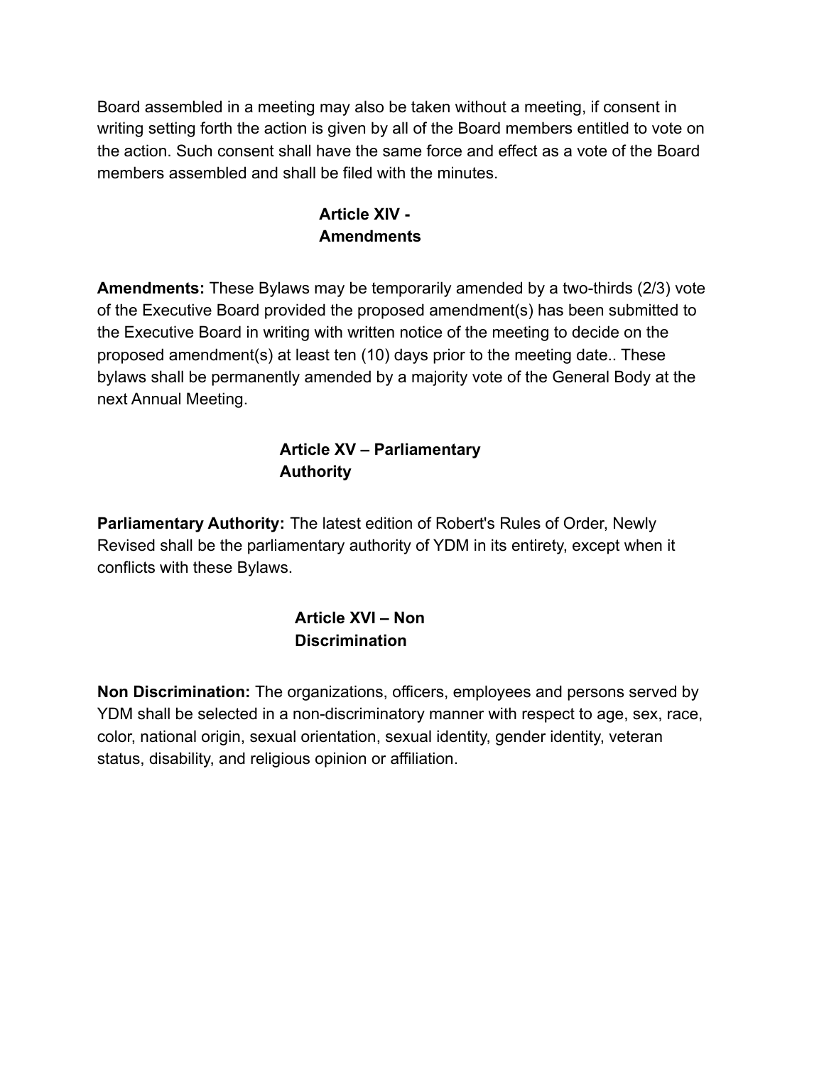Board assembled in a meeting may also be taken without a meeting, if consent in writing setting forth the action is given by all of the Board members entitled to vote on the action. Such consent shall have the same force and effect as a vote of the Board members assembled and shall be filed with the minutes.

## Article XIV - Amendments

**Amendments:** These Bylaws may be temporarily amended by a two-thirds (2/3) vote of the Executive Board provided the proposed amendment(s) has been submitted to the Executive Board in writing with written notice of the meeting to decide on the proposed amendment(s) at least ten (10) days prior to the meeting date.. These bylaws shall be permanently amended by a majority vote of the General Body at the next Annual Meeting.

## Article XV – Parliamentary Authority

**Parliamentary Authority:** The latest edition of Robert's Rules of Order, Newly Revised shall be the parliamentary authority of YDM in its entirety, except when it conflicts with these Bylaws.

## Article XVI – Non Discrimination

**Non Discrimination:** The organizations, officers, employees and persons served by YDM shall be selected in a non-discriminatory manner with respect to age, sex, race, color, national origin, sexual orientation, sexual identity, gender identity, veteran status, disability, and religious opinion or affiliation.